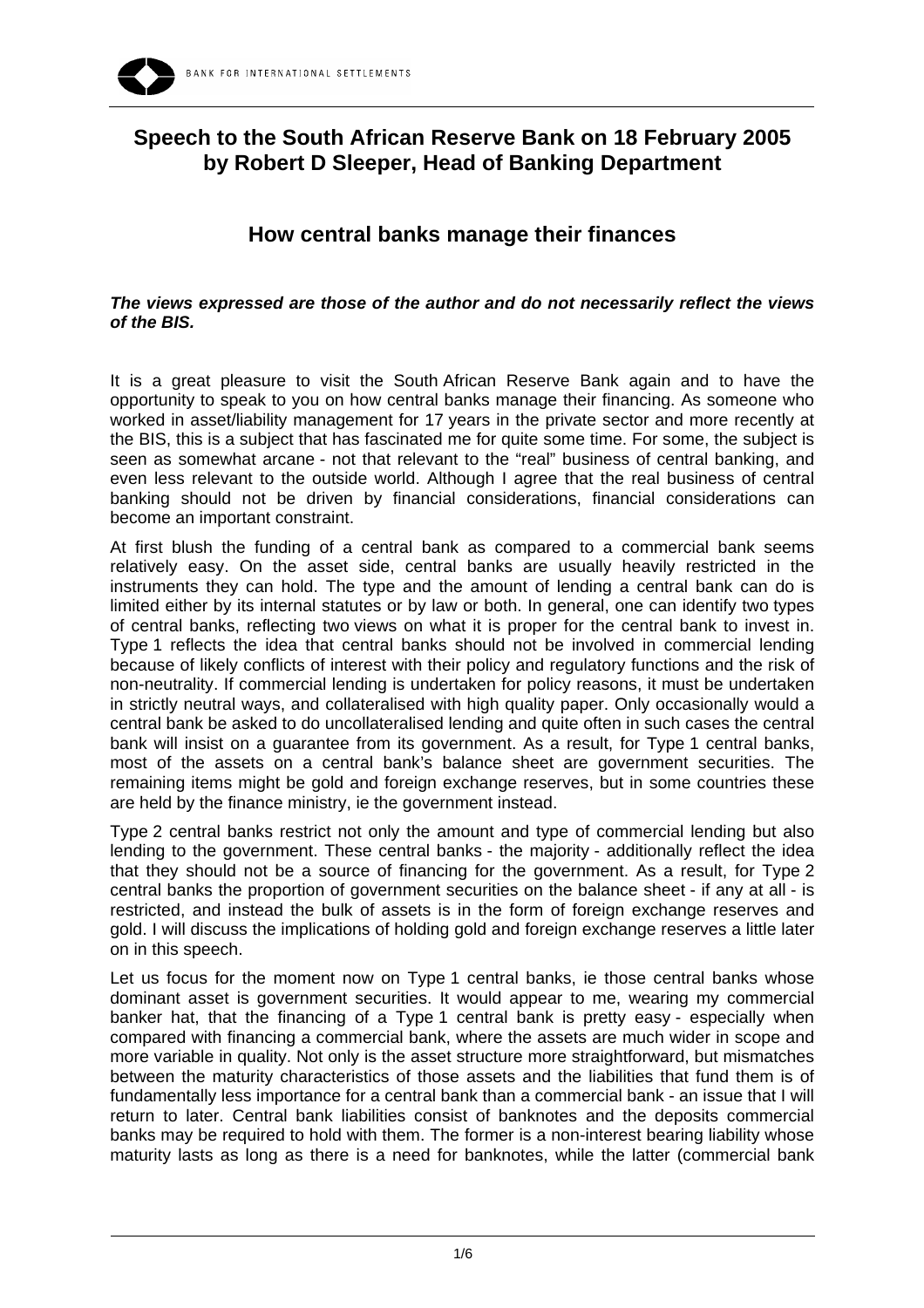# Speech to the South African Reserve Bank on 18 February 2005 by Robert D Sleeper, Head of Banking Department

## How central banks manage their finances

***The views expressed are those of the author and do not necessarily reflect the views of the BIS.***

It is a great pleasure to visit the South African Reserve Bank again and to have the opportunity to speak to you on how central banks manage their financing. As someone who worked in asset/liability management for 17 years in the private sector and more recently at the BIS, this is a subject that has fascinated me for quite some time. For some, the subject is seen as somewhat arcane - not that relevant to the "real" business of central banking, and even less relevant to the outside world. Although I agree that the real business of central banking should not be driven by financial considerations, financial considerations can become an important constraint.

At first blush the funding of a central bank as compared to a commercial bank seems relatively easy. On the asset side, central banks are usually heavily restricted in the instruments they can hold. The type and the amount of lending a central bank can do is limited either by its internal statutes or by law or both. In general, one can identify two types of central banks, reflecting two views on what it is proper for the central bank to invest in. Type 1 reflects the idea that central banks should not be involved in commercial lending because of likely conflicts of interest with their policy and regulatory functions and the risk of non-neutrality. If commercial lending is undertaken for policy reasons, it must be undertaken in strictly neutral ways, and collateralised with high quality paper. Only occasionally would a central bank be asked to do uncollateralised lending and quite often in such cases the central bank will insist on a guarantee from its government. As a result, for Type 1 central banks, most of the assets on a central bank's balance sheet are government securities. The remaining items might be gold and foreign exchange reserves, but in some countries these are held by the finance ministry, ie the government instead.

Type 2 central banks restrict not only the amount and type of commercial lending but also lending to the government. These central banks - the majority - additionally reflect the idea that they should not be a source of financing for the government. As a result, for Type 2 central banks the proportion of government securities on the balance sheet - if any at all - is restricted, and instead the bulk of assets is in the form of foreign exchange reserves and gold. I will discuss the implications of holding gold and foreign exchange reserves a little later on in this speech.

Let us focus for the moment now on Type 1 central banks, ie those central banks whose dominant asset is government securities. It would appear to me, wearing my commercial banker hat, that the financing of a Type 1 central bank is pretty easy - especially when compared with financing a commercial bank, where the assets are much wider in scope and more variable in quality. Not only is the asset structure more straightforward, but mismatches between the maturity characteristics of those assets and the liabilities that fund them is of fundamentally less importance for a central bank than a commercial bank - an issue that I will return to later. Central bank liabilities consist of banknotes and the deposits commercial banks may be required to hold with them. The former is a non-interest bearing liability whose maturity lasts as long as there is a need for banknotes, while the latter (commercial bank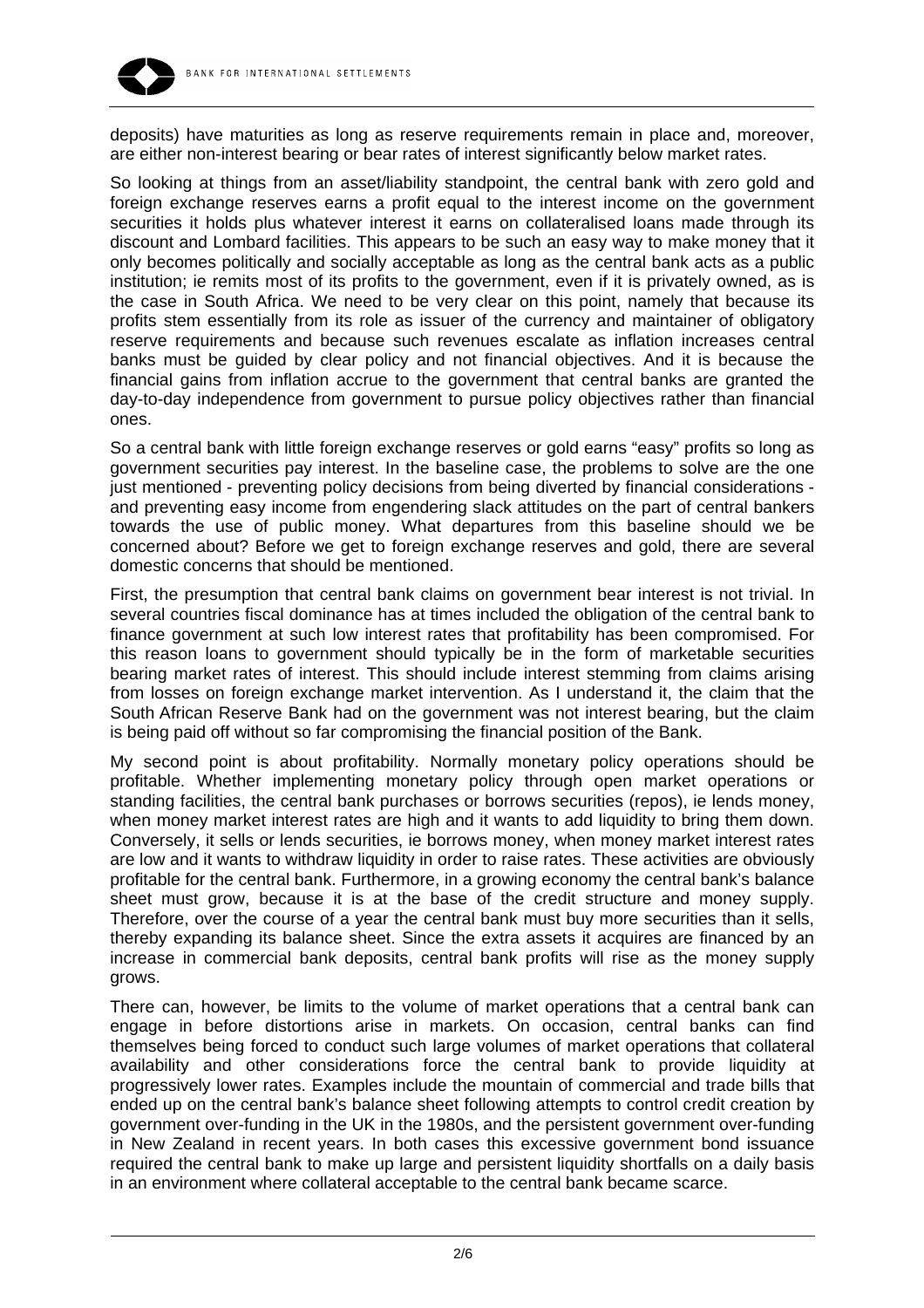deposits) have maturities as long as reserve requirements remain in place and, moreover, are either non-interest bearing or bear rates of interest significantly below market rates.

So looking at things from an asset/liability standpoint, the central bank with zero gold and foreign exchange reserves earns a profit equal to the interest income on the government securities it holds plus whatever interest it earns on collateralised loans made through its discount and Lombard facilities. This appears to be such an easy way to make money that it only becomes politically and socially acceptable as long as the central bank acts as a public institution; ie remits most of its profits to the government, even if it is privately owned, as is the case in South Africa. We need to be very clear on this point, namely that because its profits stem essentially from its role as issuer of the currency and maintainer of obligatory reserve requirements and because such revenues escalate as inflation increases central banks must be guided by clear policy and not financial objectives. And it is because the financial gains from inflation accrue to the government that central banks are granted the day-to-day independence from government to pursue policy objectives rather than financial ones.

So a central bank with little foreign exchange reserves or gold earns "easy" profits so long as government securities pay interest. In the baseline case, the problems to solve are the one just mentioned - preventing policy decisions from being diverted by financial considerations - and preventing easy income from engendering slack attitudes on the part of central bankers towards the use of public money. What departures from this baseline should we be concerned about? Before we get to foreign exchange reserves and gold, there are several domestic concerns that should be mentioned.

First, the presumption that central bank claims on government bear interest is not trivial. In several countries fiscal dominance has at times included the obligation of the central bank to finance government at such low interest rates that profitability has been compromised. For this reason loans to government should typically be in the form of marketable securities bearing market rates of interest. This should include interest stemming from claims arising from losses on foreign exchange market intervention. As I understand it, the claim that the South African Reserve Bank had on the government was not interest bearing, but the claim is being paid off without so far compromising the financial position of the Bank.

My second point is about profitability. Normally monetary policy operations should be profitable. Whether implementing monetary policy through open market operations or standing facilities, the central bank purchases or borrows securities (repos), ie lends money, when money market interest rates are high and it wants to add liquidity to bring them down. Conversely, it sells or lends securities, ie borrows money, when money market interest rates are low and it wants to withdraw liquidity in order to raise rates. These activities are obviously profitable for the central bank. Furthermore, in a growing economy the central bank's balance sheet must grow, because it is at the base of the credit structure and money supply. Therefore, over the course of a year the central bank must buy more securities than it sells, thereby expanding its balance sheet. Since the extra assets it acquires are financed by an increase in commercial bank deposits, central bank profits will rise as the money supply grows.

There can, however, be limits to the volume of market operations that a central bank can engage in before distortions arise in markets. On occasion, central banks can find themselves being forced to conduct such large volumes of market operations that collateral availability and other considerations force the central bank to provide liquidity at progressively lower rates. Examples include the mountain of commercial and trade bills that ended up on the central bank's balance sheet following attempts to control credit creation by government over-funding in the UK in the 1980s, and the persistent government over-funding in New Zealand in recent years. In both cases this excessive government bond issuance required the central bank to make up large and persistent liquidity shortfalls on a daily basis in an environment where collateral acceptable to the central bank became scarce.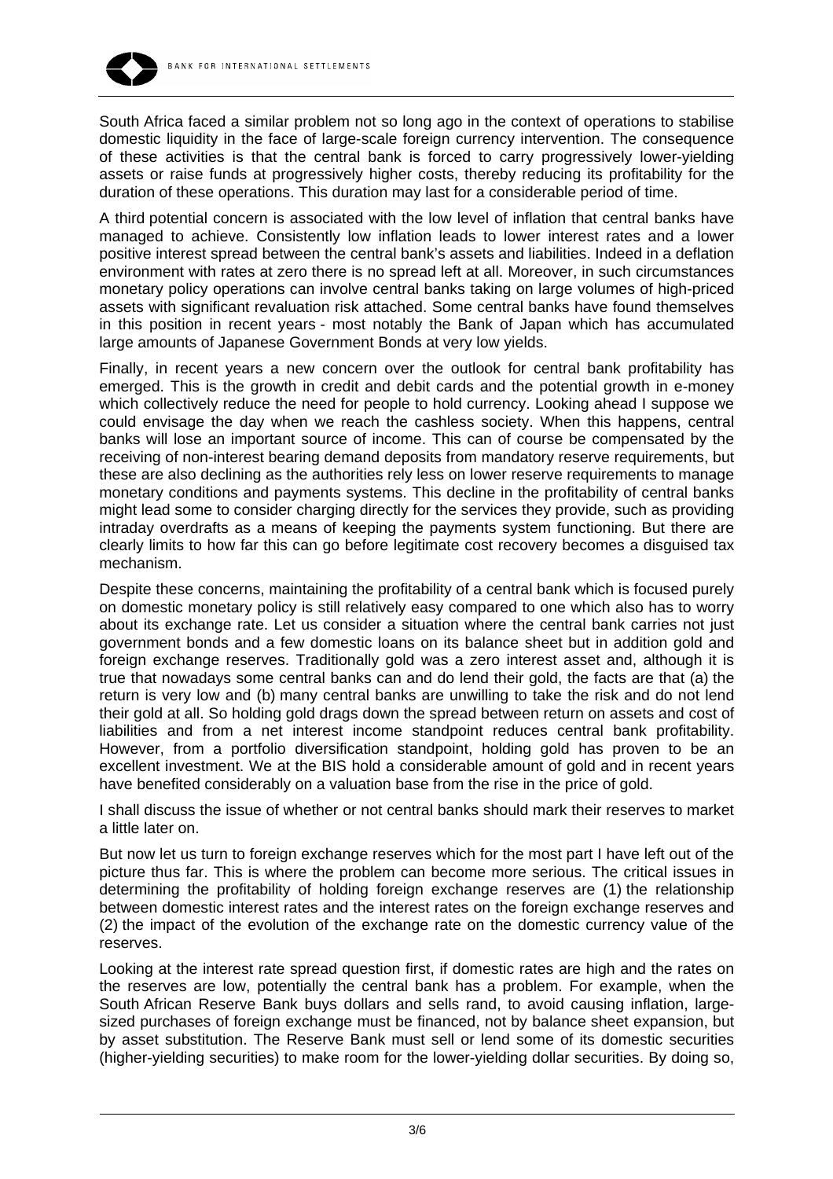South Africa faced a similar problem not so long ago in the context of operations to stabilise domestic liquidity in the face of large-scale foreign currency intervention. The consequence of these activities is that the central bank is forced to carry progressively lower-yielding assets or raise funds at progressively higher costs, thereby reducing its profitability for the duration of these operations. This duration may last for a considerable period of time.

A third potential concern is associated with the low level of inflation that central banks have managed to achieve. Consistently low inflation leads to lower interest rates and a lower positive interest spread between the central bank's assets and liabilities. Indeed in a deflation environment with rates at zero there is no spread left at all. Moreover, in such circumstances monetary policy operations can involve central banks taking on large volumes of high-priced assets with significant revaluation risk attached. Some central banks have found themselves in this position in recent years - most notably the Bank of Japan which has accumulated large amounts of Japanese Government Bonds at very low yields.

Finally, in recent years a new concern over the outlook for central bank profitability has emerged. This is the growth in credit and debit cards and the potential growth in e-money which collectively reduce the need for people to hold currency. Looking ahead I suppose we could envisage the day when we reach the cashless society. When this happens, central banks will lose an important source of income. This can of course be compensated by the receiving of non-interest bearing demand deposits from mandatory reserve requirements, but these are also declining as the authorities rely less on lower reserve requirements to manage monetary conditions and payments systems. This decline in the profitability of central banks might lead some to consider charging directly for the services they provide, such as providing intraday overdrafts as a means of keeping the payments system functioning. But there are clearly limits to how far this can go before legitimate cost recovery becomes a disguised tax mechanism.

Despite these concerns, maintaining the profitability of a central bank which is focused purely on domestic monetary policy is still relatively easy compared to one which also has to worry about its exchange rate. Let us consider a situation where the central bank carries not just government bonds and a few domestic loans on its balance sheet but in addition gold and foreign exchange reserves. Traditionally gold was a zero interest asset and, although it is true that nowadays some central banks can and do lend their gold, the facts are that (a) the return is very low and (b) many central banks are unwilling to take the risk and do not lend their gold at all. So holding gold drags down the spread between return on assets and cost of liabilities and from a net interest income standpoint reduces central bank profitability. However, from a portfolio diversification standpoint, holding gold has proven to be an excellent investment. We at the BIS hold a considerable amount of gold and in recent years have benefited considerably on a valuation base from the rise in the price of gold.

I shall discuss the issue of whether or not central banks should mark their reserves to market a little later on.

But now let us turn to foreign exchange reserves which for the most part I have left out of the picture thus far. This is where the problem can become more serious. The critical issues in determining the profitability of holding foreign exchange reserves are (1) the relationship between domestic interest rates and the interest rates on the foreign exchange reserves and (2) the impact of the evolution of the exchange rate on the domestic currency value of the reserves.

Looking at the interest rate spread question first, if domestic rates are high and the rates on the reserves are low, potentially the central bank has a problem. For example, when the South African Reserve Bank buys dollars and sells rand, to avoid causing inflation, large-sized purchases of foreign exchange must be financed, not by balance sheet expansion, but by asset substitution. The Reserve Bank must sell or lend some of its domestic securities (higher-yielding securities) to make room for the lower-yielding dollar securities. By doing so,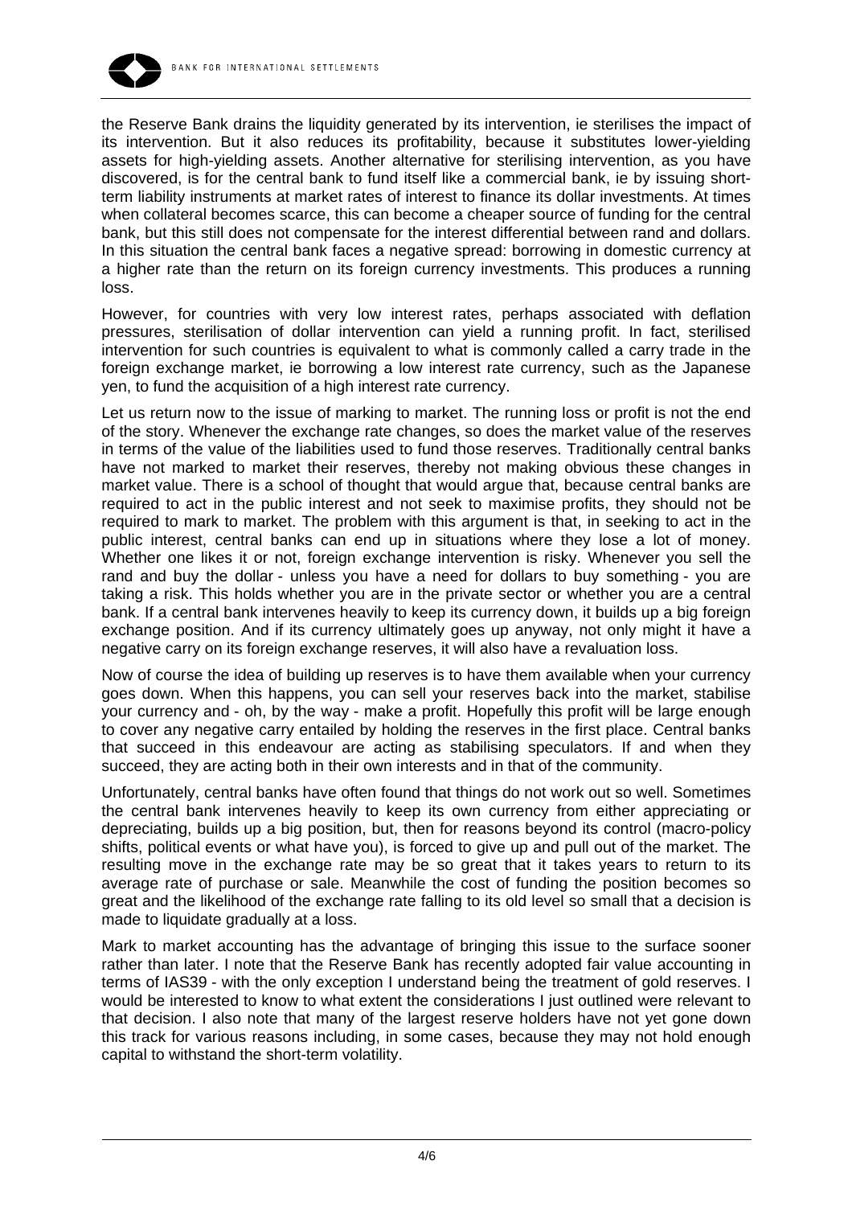the Reserve Bank drains the liquidity generated by its intervention, ie sterilises the impact of its intervention. But it also reduces its profitability, because it substitutes lower-yielding assets for high-yielding assets. Another alternative for sterilising intervention, as you have discovered, is for the central bank to fund itself like a commercial bank, ie by issuing short-term liability instruments at market rates of interest to finance its dollar investments. At times when collateral becomes scarce, this can become a cheaper source of funding for the central bank, but this still does not compensate for the interest differential between rand and dollars. In this situation the central bank faces a negative spread: borrowing in domestic currency at a higher rate than the return on its foreign currency investments. This produces a running loss.

However, for countries with very low interest rates, perhaps associated with deflation pressures, sterilisation of dollar intervention can yield a running profit. In fact, sterilised intervention for such countries is equivalent to what is commonly called a carry trade in the foreign exchange market, ie borrowing a low interest rate currency, such as the Japanese yen, to fund the acquisition of a high interest rate currency.

Let us return now to the issue of marking to market. The running loss or profit is not the end of the story. Whenever the exchange rate changes, so does the market value of the reserves in terms of the value of the liabilities used to fund those reserves. Traditionally central banks have not marked to market their reserves, thereby not making obvious these changes in market value. There is a school of thought that would argue that, because central banks are required to act in the public interest and not seek to maximise profits, they should not be required to mark to market. The problem with this argument is that, in seeking to act in the public interest, central banks can end up in situations where they lose a lot of money. Whether one likes it or not, foreign exchange intervention is risky. Whenever you sell the rand and buy the dollar - unless you have a need for dollars to buy something - you are taking a risk. This holds whether you are in the private sector or whether you are a central bank. If a central bank intervenes heavily to keep its currency down, it builds up a big foreign exchange position. And if its currency ultimately goes up anyway, not only might it have a negative carry on its foreign exchange reserves, it will also have a revaluation loss.

Now of course the idea of building up reserves is to have them available when your currency goes down. When this happens, you can sell your reserves back into the market, stabilise your currency and - oh, by the way - make a profit. Hopefully this profit will be large enough to cover any negative carry entailed by holding the reserves in the first place. Central banks that succeed in this endeavour are acting as stabilising speculators. If and when they succeed, they are acting both in their own interests and in that of the community.

Unfortunately, central banks have often found that things do not work out so well. Sometimes the central bank intervenes heavily to keep its own currency from either appreciating or depreciating, builds up a big position, but, then for reasons beyond its control (macro-policy shifts, political events or what have you), is forced to give up and pull out of the market. The resulting move in the exchange rate may be so great that it takes years to return to its average rate of purchase or sale. Meanwhile the cost of funding the position becomes so great and the likelihood of the exchange rate falling to its old level so small that a decision is made to liquidate gradually at a loss.

Mark to market accounting has the advantage of bringing this issue to the surface sooner rather than later. I note that the Reserve Bank has recently adopted fair value accounting in terms of IAS39 - with the only exception I understand being the treatment of gold reserves. I would be interested to know to what extent the considerations I just outlined were relevant to that decision. I also note that many of the largest reserve holders have not yet gone down this track for various reasons including, in some cases, because they may not hold enough capital to withstand the short-term volatility.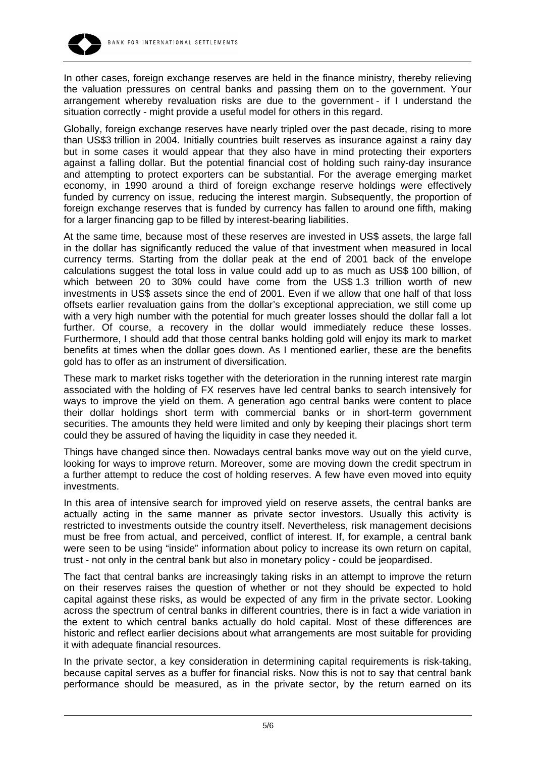In other cases, foreign exchange reserves are held in the finance ministry, thereby relieving the valuation pressures on central banks and passing them on to the government. Your arrangement whereby revaluation risks are due to the government - if I understand the situation correctly - might provide a useful model for others in this regard.

Globally, foreign exchange reserves have nearly tripled over the past decade, rising to more than US$3 trillion in 2004. Initially countries built reserves as insurance against a rainy day but in some cases it would appear that they also have in mind protecting their exporters against a falling dollar. But the potential financial cost of holding such rainy-day insurance and attempting to protect exporters can be substantial. For the average emerging market economy, in 1990 around a third of foreign exchange reserve holdings were effectively funded by currency on issue, reducing the interest margin. Subsequently, the proportion of foreign exchange reserves that is funded by currency has fallen to around one fifth, making for a larger financing gap to be filled by interest-bearing liabilities.

At the same time, because most of these reserves are invested in US$ assets, the large fall in the dollar has significantly reduced the value of that investment when measured in local currency terms. Starting from the dollar peak at the end of 2001 back of the envelope calculations suggest the total loss in value could add up to as much as US$ 100 billion, of which between 20 to 30% could have come from the US$ 1.3 trillion worth of new investments in US$ assets since the end of 2001. Even if we allow that one half of that loss offsets earlier revaluation gains from the dollar's exceptional appreciation, we still come up with a very high number with the potential for much greater losses should the dollar fall a lot further. Of course, a recovery in the dollar would immediately reduce these losses. Furthermore, I should add that those central banks holding gold will enjoy its mark to market benefits at times when the dollar goes down. As I mentioned earlier, these are the benefits gold has to offer as an instrument of diversification.

These mark to market risks together with the deterioration in the running interest rate margin associated with the holding of FX reserves have led central banks to search intensively for ways to improve the yield on them. A generation ago central banks were content to place their dollar holdings short term with commercial banks or in short-term government securities. The amounts they held were limited and only by keeping their placings short term could they be assured of having the liquidity in case they needed it.

Things have changed since then. Nowadays central banks move way out on the yield curve, looking for ways to improve return. Moreover, some are moving down the credit spectrum in a further attempt to reduce the cost of holding reserves. A few have even moved into equity investments.

In this area of intensive search for improved yield on reserve assets, the central banks are actually acting in the same manner as private sector investors. Usually this activity is restricted to investments outside the country itself. Nevertheless, risk management decisions must be free from actual, and perceived, conflict of interest. If, for example, a central bank were seen to be using "inside" information about policy to increase its own return on capital, trust - not only in the central bank but also in monetary policy - could be jeopardised.

The fact that central banks are increasingly taking risks in an attempt to improve the return on their reserves raises the question of whether or not they should be expected to hold capital against these risks, as would be expected of any firm in the private sector. Looking across the spectrum of central banks in different countries, there is in fact a wide variation in the extent to which central banks actually do hold capital. Most of these differences are historic and reflect earlier decisions about what arrangements are most suitable for providing it with adequate financial resources.

In the private sector, a key consideration in determining capital requirements is risk-taking, because capital serves as a buffer for financial risks. Now this is not to say that central bank performance should be measured, as in the private sector, by the return earned on its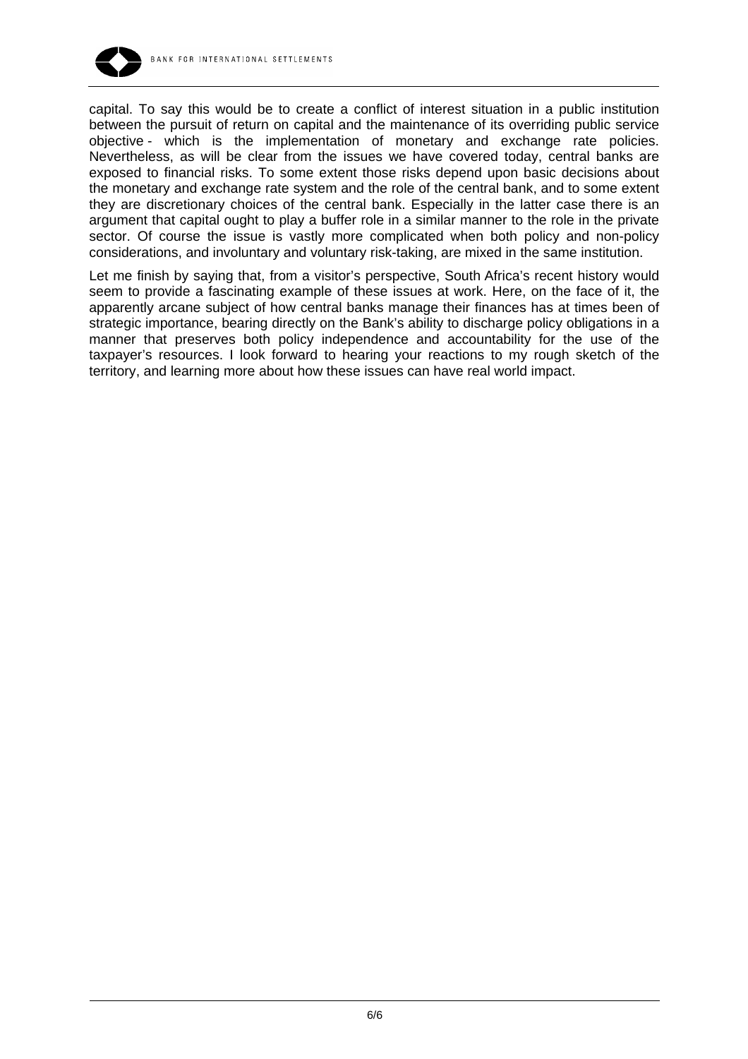capital. To say this would be to create a conflict of interest situation in a public institution between the pursuit of return on capital and the maintenance of its overriding public service objective - which is the implementation of monetary and exchange rate policies. Nevertheless, as will be clear from the issues we have covered today, central banks are exposed to financial risks. To some extent those risks depend upon basic decisions about the monetary and exchange rate system and the role of the central bank, and to some extent they are discretionary choices of the central bank. Especially in the latter case there is an argument that capital ought to play a buffer role in a similar manner to the role in the private sector. Of course the issue is vastly more complicated when both policy and non-policy considerations, and involuntary and voluntary risk-taking, are mixed in the same institution.

Let me finish by saying that, from a visitor's perspective, South Africa's recent history would seem to provide a fascinating example of these issues at work. Here, on the face of it, the apparently arcane subject of how central banks manage their finances has at times been of strategic importance, bearing directly on the Bank's ability to discharge policy obligations in a manner that preserves both policy independence and accountability for the use of the taxpayer's resources. I look forward to hearing your reactions to my rough sketch of the territory, and learning more about how these issues can have real world impact.